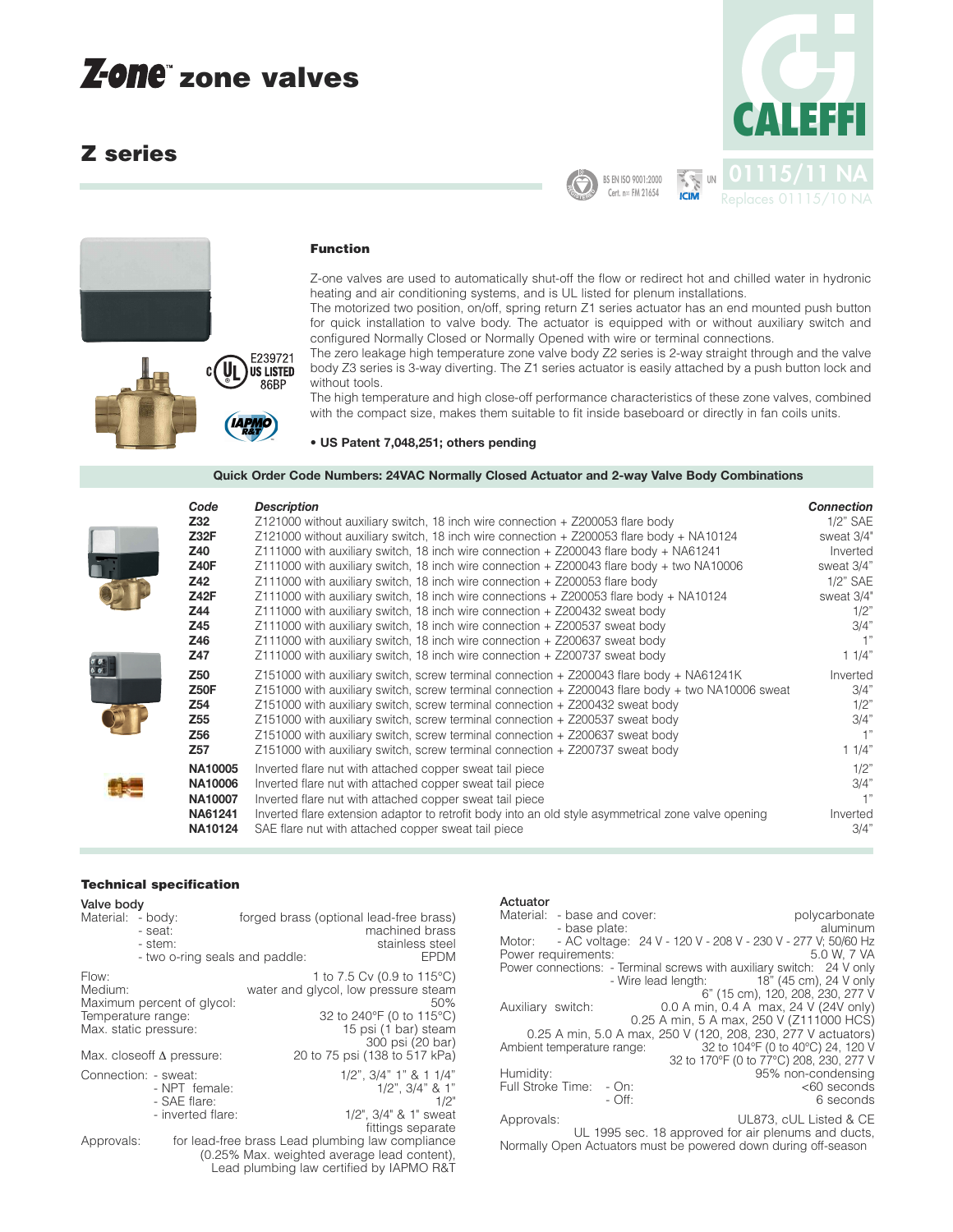# Z-one™ zone valves

## Z series

CALEFFI

BS EN ISO 9001:2000 Cert. n° FM 21654

01115/11 NA

Replaces 01115/10 NA

E239721 US LISTED 86BP

IAPMO R&T

### Function

Z-one valves are used to automatically shut-off the flow or redirect hot and chilled water in hydronic heating and air conditioning systems, and is UL listed for plenum installations.

The motorized two position, on/off, spring return Z1 series actuator has an end mounted push button for quick installation to valve body. The actuator is equipped with or without auxiliary switch and configured Normally Closed or Normally Opened with wire or terminal connections.

The zero leakage high temperature zone valve body Z2 series is 2-way straight through and the valve body Z3 series is 3-way diverting. The Z1 series actuator is easily attached by a push button lock and without tools.

The high temperature and high close-off performance characteristics of these zone valves, combined with the compact size, makes them suitable to fit inside baseboard or directly in fan coils units.

- **US Patent 7,048,251; others pending**

### Quick Order Code Numbers: 24VAC Normally Closed Actuator and 2-way Valve Body Combinations

| Code | Description | Connection |
|---|---|---|
| **Z32** | Z121000 without auxiliary switch, 18 inch wire connection + Z200053 flare body | 1/2" SAE |
| **Z32F** | Z121000 without auxiliary switch, 18 inch wire connection + Z200053 flare body + NA10124 | sweat 3/4" |
| **Z40** | Z111000 with auxiliary switch, 18 inch wire connection + Z200043 flare body + NA61241 | Inverted |
| **Z40F** | Z111000 with auxiliary switch, 18 inch wire connection + Z200043 flare body + two NA10006 | sweat 3/4" |
| **Z42** | Z111000 with auxiliary switch, 18 inch wire connection + Z200053 flare body | 1/2" SAE |
| **Z42F** | Z111000 with auxiliary switch, 18 inch wire connections + Z200053 flare body + NA10124 | sweat 3/4" |
| **Z44** | Z111000 with auxiliary switch, 18 inch wire connection + Z200432 sweat body | 1/2" |
| **Z45** | Z111000 with auxiliary switch, 18 inch wire connection + Z200537 sweat body | 3/4" |
| **Z46** | Z111000 with auxiliary switch, 18 inch wire connection + Z200637 sweat body | 1" |
| **Z47** | Z111000 with auxiliary switch, 18 inch wire connection + Z200737 sweat body | 1 1/4" |
| **Z50** | Z151000 with auxiliary switch, screw terminal connection + Z200043 flare body + NA61241K | Inverted |
| **Z50F** | Z151000 with auxiliary switch, screw terminal connection + Z200043 flare body + two NA10006 sweat | 3/4" |
| **Z54** | Z151000 with auxiliary switch, screw terminal connection + Z200432 sweat body | 1/2" |
| **Z55** | Z151000 with auxiliary switch, screw terminal connection + Z200537 sweat body | 3/4" |
| **Z56** | Z151000 with auxiliary switch, screw terminal connection + Z200637 sweat body | 1" |
| **Z57** | Z151000 with auxiliary switch, screw terminal connection + Z200737 sweat body | 1 1/4" |
| **NA10005** | Inverted flare nut with attached copper sweat tail piece | 1/2" |
| **NA10006** | Inverted flare nut with attached copper sweat tail piece | 3/4" |
| **NA10007** | Inverted flare nut with attached copper sweat tail piece | 1" |
| **NA61241** | Inverted flare extension adaptor to retrofit body into an old style asymmetrical zone valve opening | Inverted |
| **NA10124** | SAE flare nut with attached copper sweat tail piece | 3/4" |

### Technical specification

**Valve body**

Material:
- body: forged brass (optional lead-free brass)
- seat: machined brass
- stem: stainless steel
- two o-ring seals and paddle: EPDM

Flow: 1 to 7.5 Cv (0.9 to 115°C)
Medium: water and glycol, low pressure steam
Maximum percent of glycol: 50%
Temperature range: 32 to 240°F (0 to 115°C)
Max. static pressure: 15 psi (1 bar) steam; 300 psi (20 bar)

Max. closeoff Δ pressure: 20 to 75 psi (138 to 517 kPa)

Connection:
- sweat: 1/2", 3/4" 1" & 1 1/4"
- NPT female: 1/2", 3/4" & 1"
- SAE flare: 1/2"
- inverted flare: 1/2", 3/4" & 1" sweat fittings separate

Approvals: for lead-free brass Lead plumbing law compliance (0.25% Max. weighted average lead content), Lead plumbing law certified by IAPMO R&T

**Actuator**

Material:
- base and cover: polycarbonate
- base plate: aluminum

Motor: - AC voltage: 24 V - 120 V - 208 V - 230 V - 277 V; 50/60 Hz
Power requirements: 5.0 W, 7 VA
Power connections:
- Terminal screws with auxiliary switch: 24 V only
- Wire lead length: 18" (45 cm), 24 V only; 6" (15 cm), 120, 208, 230, 277 V

Auxiliary switch: 0.0 A min, 0.4 A max, 24 V (24V only); 0.25 A min, 5 A max, 250 V (Z111000 HCS); 0.25 A min, 5.0 A max, 250 V (120, 208, 230, 277 V actuators)
Ambient temperature range: 32 to 104°F (0 to 40°C) 24, 120 V; 32 to 170°F (0 to 77°C) 208, 230, 277 V
Humidity: 95% non-condensing
Full Stroke Time:
- On: <60 seconds
- Off: 6 seconds

Approvals: UL873, cUL Listed & CE; UL 1995 sec. 18 approved for air plenums and ducts,

Normally Open Actuators must be powered down during off-season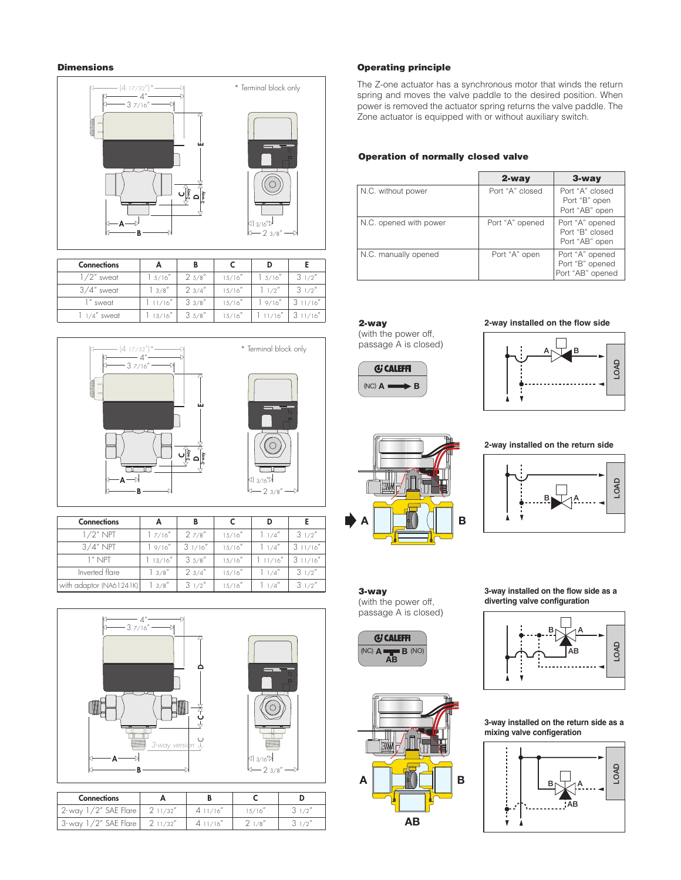## Dimensions

* Terminal block only

| Connections | A | B | C | D | E |
|---|---|---|---|---|---|
| 1/2" sweat | 1 5/16" | 2 5/8" | 15/16" | 1 5/16" | 3 1/2" |
| 3/4" sweat | 1 3/8" | 2 3/4" | 15/16" | 1 1/2" | 3 1/2" |
| 1" sweat | 1 11/16" | 3 3/8" | 15/16" | 1 9/16" | 3 11/16" |
| 1 1/4" sweat | 1 13/16" | 3 5/8" | 15/16" | 1 11/16" | 3 11/16" |

* Terminal block only

| Connections | A | B | C | D | E |
|---|---|---|---|---|---|
| 1/2" NPT | 1 7/16" | 2 7/8" | 15/16" | 1 1/4" | 3 1/2" |
| 3/4" NPT | 1 9/16" | 3 1/16" | 15/16" | 1 1/4" | 3 11/16" |
| 1" NPT | 1 13/16" | 3 5/8" | 15/16" | 1 11/16" | 3 11/16" |
| Inverted flare | 1 3/8" | 2 3/4" | 15/16" | 1 1/4" | 3 1/2" |
| with adaptor (NA61241K) | 1 3/8" | 3 1/2" | 15/16" | 1 1/4" | 3 1/2" |

| Connections | A | B | C | D |
|---|---|---|---|---|
| 2-way 1/2" SAE Flare | 2 11/32" | 4 11/16" | 15/16" | 3 1/2" |
| 3-way 1/2" SAE Flare | 2 11/32" | 4 11/16" | 2 1/8" | 3 1/2" |

## Operating principle

The Z-one actuator has a synchronous motor that winds the return spring and moves the valve paddle to the desired position. When power is removed the actuator spring returns the valve paddle. The Zone actuator is equipped with or without auxiliary switch.

## Operation of normally closed valve

| | 2-way | 3-way |
|---|---|---|
| N.C. without power | Port "A" closed | Port "A" closed<br>Port "B" open<br>Port "AB" open |
| N.C. opened with power | Port "A" opened | Port "A" opened<br>Port "B" closed<br>Port "AB" open |
| N.C. manually opened | Port "A" open | Port "A" opened<br>Port "B" opened<br>Port "AB" opened |

**2-way**
(with the power off, passage A is closed)

**2-way installed on the flow side**

**2-way installed on the return side**

**3-way**
(with the power off, passage A is closed)

**3-way installed on the flow side as a diverting valve configuration**

**3-way installed on the return side as a mixing valve configeration**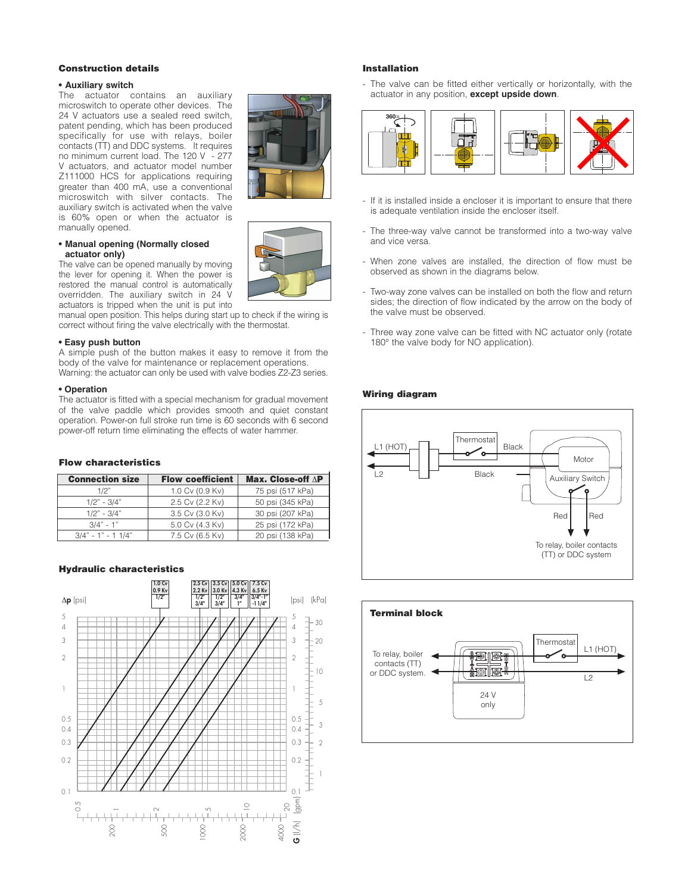## Construction details

**• Auxiliary switch**

The actuator contains an auxiliary microswitch to operate other devices. The 24 V actuators use a sealed reed switch, patent pending, which has been produced specifically for use with relays, boiler contacts (TT) and DDC systems. It requires no minimum current load. The 120 V - 277 V actuators, and actuator model number Z111000 HCS for applications requiring greater than 400 mA, use a conventional microswitch with silver contacts. The auxiliary switch is activated when the valve is 60% open or when the actuator is manually opened.

**• Manual opening (Normally closed actuator only)**

The valve can be opened manually by moving the lever for opening it. When the power is restored the manual control is automatically overridden. The auxiliary switch in 24 V actuators is tripped when the unit is put into manual open position. This helps during start up to check if the wiring is correct without firing the valve electrically with the thermostat.

**• Easy push button**

A simple push of the button makes it easy to remove it from the body of the valve for maintenance or replacement operations.
Warning: the actuator can only be used with valve bodies Z2-Z3 series.

**• Operation**

The actuator is fitted with a special mechanism for gradual movement of the valve paddle which provides smooth and quiet constant operation. Power-on full stroke run time is 60 seconds with 6 second power-off return time eliminating the effects of water hammer.

## Flow characteristics

| Connection size | Flow coefficient | Max. Close-off ΔP |
|---|---|---|
| 1/2" | 1.0 Cv (0.9 Kv) | 75 psi (517 kPa) |
| 1/2" - 3/4" | 2.5 Cv (2.2 Kv) | 50 psi (345 kPa) |
| 1/2" - 3/4" | 3.5 Cv (3.0 Kv) | 30 psi (207 kPa) |
| 3/4" - 1" | 5.0 Cv (4.3 Kv) | 25 psi (172 kPa) |
| 3/4" - 1" - 1 1/4" | 7.5 Cv (6.5 Kv) | 20 psi (138 kPa) |

## Hydraulic characteristics

## Installation

- The valve can be fitted either vertically or horizontally, with the actuator in any position, **except upside down**.
- If it is installed inside a encloser it is important to ensure that there is adequate ventilation inside the encloser itself.
- The three-way valve cannot be transformed into a two-way valve and vice versa.
- When zone valves are installed, the direction of flow must be observed as shown in the diagrams below.
- Two-way zone valves can be installed on both the flow and return sides; the direction of flow indicated by the arrow on the body of the valve must be observed.
- Three way zone valve can be fitted with NC actuator only (rotate 180° the valve body for NO application).

## Wiring diagram

## Terminal block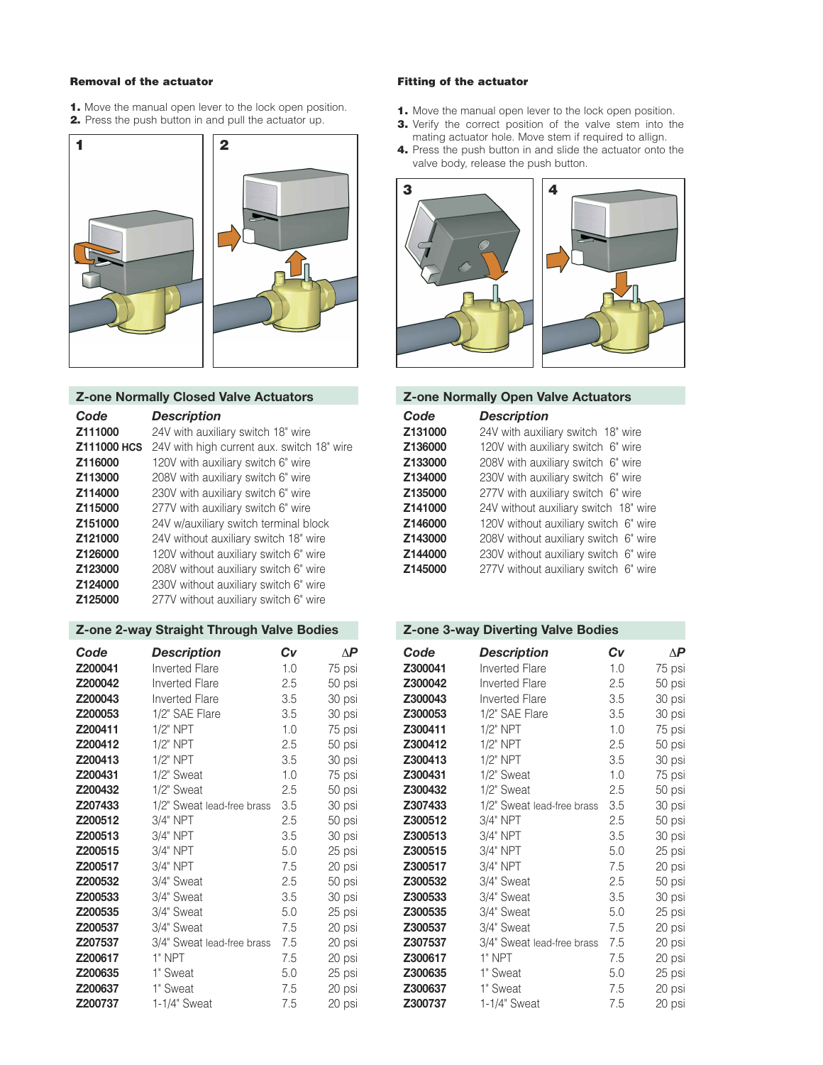### Removal of the actuator

1. Move the manual open lever to the lock open position.
2. Press the push button in and pull the actuator up.

### Fitting of the actuator

1. Move the manual open lever to the lock open position.
3. Verify the correct position of the valve stem into the mating actuator hole. Move stem if required to allign.
4. Press the push button in and slide the actuator onto the valve body, release the push button.

## Z-one Normally Closed Valve Actuators

| Code | Description |
|---|---|
| Z111000 | 24V with auxiliary switch 18" wire |
| Z111000 HCS | 24V with high current aux. switch 18" wire |
| Z116000 | 120V with auxiliary switch 6" wire |
| Z113000 | 208V with auxiliary switch 6" wire |
| Z114000 | 230V with auxiliary switch 6" wire |
| Z115000 | 277V with auxiliary switch 6" wire |
| Z151000 | 24V w/auxiliary switch terminal block |
| Z121000 | 24V without auxiliary switch 18" wire |
| Z126000 | 120V without auxiliary switch 6" wire |
| Z123000 | 208V without auxiliary switch 6" wire |
| Z124000 | 230V without auxiliary switch 6" wire |
| Z125000 | 277V without auxiliary switch 6" wire |

## Z-one Normally Open Valve Actuators

| Code | Description |
|---|---|
| Z131000 | 24V with auxiliary switch 18" wire |
| Z136000 | 120V with auxiliary switch 6" wire |
| Z133000 | 208V with auxiliary switch 6" wire |
| Z134000 | 230V with auxiliary switch 6" wire |
| Z135000 | 277V with auxiliary switch 6" wire |
| Z141000 | 24V without auxiliary switch 18" wire |
| Z146000 | 120V without auxiliary switch 6" wire |
| Z143000 | 208V without auxiliary switch 6" wire |
| Z144000 | 230V without auxiliary switch 6" wire |
| Z145000 | 277V without auxiliary switch 6" wire |

## Z-one 2-way Straight Through Valve Bodies

| Code | Description | Cv | ΔP |
|---|---|---|---|
| Z200041 | Inverted Flare | 1.0 | 75 psi |
| Z200042 | Inverted Flare | 2.5 | 50 psi |
| Z200043 | Inverted Flare | 3.5 | 30 psi |
| Z200053 | 1/2" SAE Flare | 3.5 | 30 psi |
| Z200411 | 1/2" NPT | 1.0 | 75 psi |
| Z200412 | 1/2" NPT | 2.5 | 50 psi |
| Z200413 | 1/2" NPT | 3.5 | 30 psi |
| Z200431 | 1/2" Sweat | 1.0 | 75 psi |
| Z200432 | 1/2" Sweat | 2.5 | 50 psi |
| Z207433 | 1/2" Sweat lead-free brass | 3.5 | 30 psi |
| Z200512 | 3/4" NPT | 2.5 | 50 psi |
| Z200513 | 3/4" NPT | 3.5 | 30 psi |
| Z200515 | 3/4" NPT | 5.0 | 25 psi |
| Z200517 | 3/4" NPT | 7.5 | 20 psi |
| Z200532 | 3/4" Sweat | 2.5 | 50 psi |
| Z200533 | 3/4" Sweat | 3.5 | 30 psi |
| Z200535 | 3/4" Sweat | 5.0 | 25 psi |
| Z200537 | 3/4" Sweat | 7.5 | 20 psi |
| Z207537 | 3/4" Sweat lead-free brass | 7.5 | 20 psi |
| Z200617 | 1" NPT | 7.5 | 20 psi |
| Z200635 | 1" Sweat | 5.0 | 25 psi |
| Z200637 | 1" Sweat | 7.5 | 20 psi |
| Z200737 | 1-1/4" Sweat | 7.5 | 20 psi |

## Z-one 3-way Diverting Valve Bodies

| Code | Description | Cv | ΔP |
|---|---|---|---|
| Z300041 | Inverted Flare | 1.0 | 75 psi |
| Z300042 | Inverted Flare | 2.5 | 50 psi |
| Z300043 | Inverted Flare | 3.5 | 30 psi |
| Z300053 | 1/2" SAE Flare | 3.5 | 30 psi |
| Z300411 | 1/2" NPT | 1.0 | 75 psi |
| Z300412 | 1/2" NPT | 2.5 | 50 psi |
| Z300413 | 1/2" NPT | 3.5 | 30 psi |
| Z300431 | 1/2" Sweat | 1.0 | 75 psi |
| Z300432 | 1/2" Sweat | 2.5 | 50 psi |
| Z307433 | 1/2" Sweat lead-free brass | 3.5 | 30 psi |
| Z300512 | 3/4" NPT | 2.5 | 50 psi |
| Z300513 | 3/4" NPT | 3.5 | 30 psi |
| Z300515 | 3/4" NPT | 5.0 | 25 psi |
| Z300517 | 3/4" NPT | 7.5 | 20 psi |
| Z300532 | 3/4" Sweat | 2.5 | 50 psi |
| Z300533 | 3/4" Sweat | 3.5 | 30 psi |
| Z300535 | 3/4" Sweat | 5.0 | 25 psi |
| Z300537 | 3/4" Sweat | 7.5 | 20 psi |
| Z307537 | 3/4" Sweat lead-free brass | 7.5 | 20 psi |
| Z300617 | 1" NPT | 7.5 | 20 psi |
| Z300635 | 1" Sweat | 5.0 | 25 psi |
| Z300637 | 1" Sweat | 7.5 | 20 psi |
| Z300737 | 1-1/4" Sweat | 7.5 | 20 psi |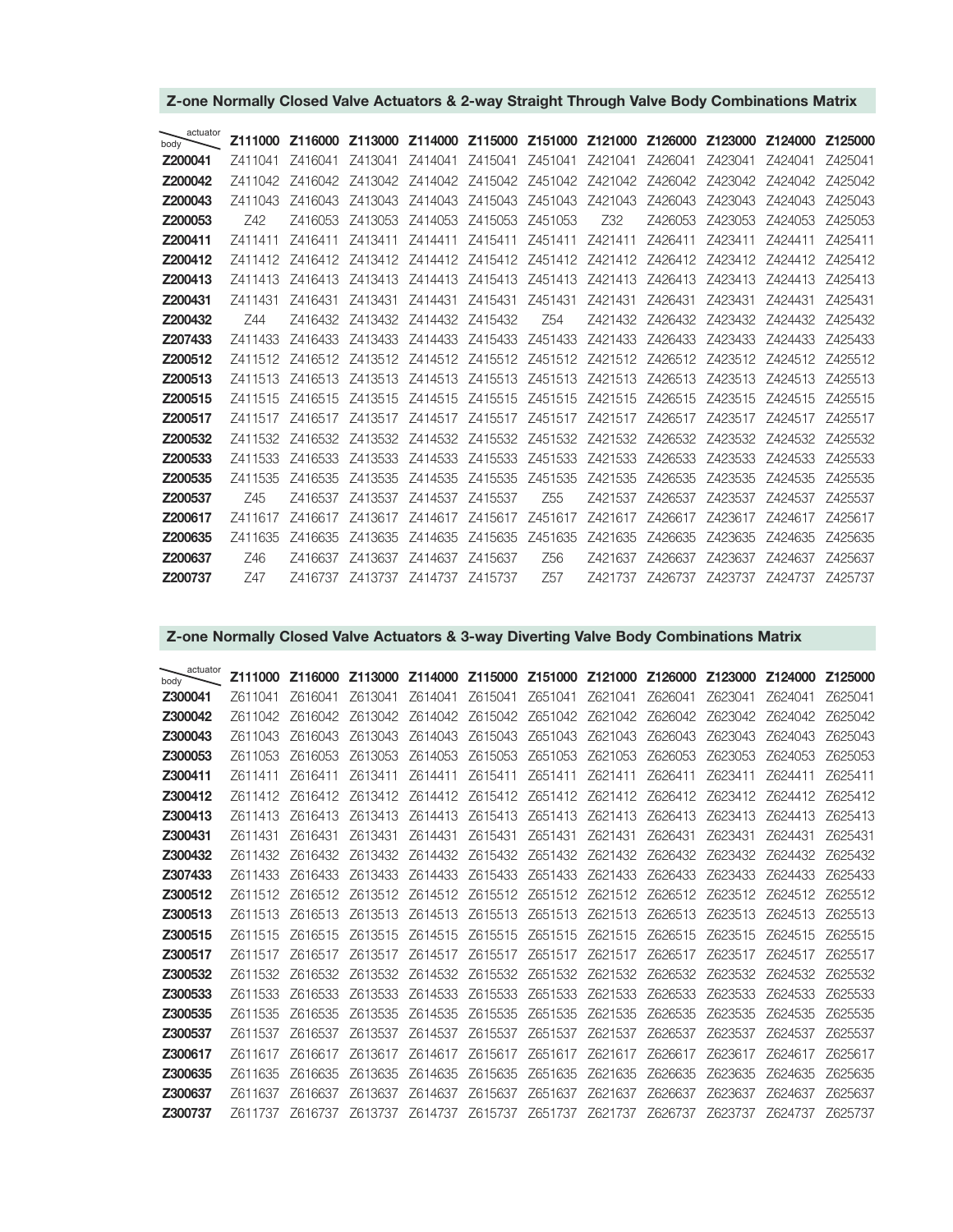## Z-one Normally Closed Valve Actuators & 2-way Straight Through Valve Body Combinations Matrix

| body \ actuator | **Z111000** | **Z116000** | **Z113000** | **Z114000** | **Z115000** | **Z151000** | **Z121000** | **Z126000** | **Z123000** | **Z124000** | **Z125000** |
|---|---|---|---|---|---|---|---|---|---|---|---|
| **Z200041** | Z411041 | Z416041 | Z413041 | Z414041 | Z415041 | Z451041 | Z421041 | Z426041 | Z423041 | Z424041 | Z425041 |
| **Z200042** | Z411042 | Z416042 | Z413042 | Z414042 | Z415042 | Z451042 | Z421042 | Z426042 | Z423042 | Z424042 | Z425042 |
| **Z200043** | Z411043 | Z416043 | Z413043 | Z414043 | Z415043 | Z451043 | Z421043 | Z426043 | Z423043 | Z424043 | Z425043 |
| **Z200053** | Z42 | Z416053 | Z413053 | Z414053 | Z415053 | Z451053 | Z32 | Z426053 | Z423053 | Z424053 | Z425053 |
| **Z200411** | Z411411 | Z416411 | Z413411 | Z414411 | Z415411 | Z451411 | Z421411 | Z426411 | Z423411 | Z424411 | Z425411 |
| **Z200412** | Z411412 | Z416412 | Z413412 | Z414412 | Z415412 | Z451412 | Z421412 | Z426412 | Z423412 | Z424412 | Z425412 |
| **Z200413** | Z411413 | Z416413 | Z413413 | Z414413 | Z415413 | Z451413 | Z421413 | Z426413 | Z423413 | Z424413 | Z425413 |
| **Z200431** | Z411431 | Z416431 | Z413431 | Z414431 | Z415431 | Z451431 | Z421431 | Z426431 | Z423431 | Z424431 | Z425431 |
| **Z200432** | Z44 | Z416432 | Z413432 | Z414432 | Z415432 | Z54 | Z421432 | Z426432 | Z423432 | Z424432 | Z425432 |
| **Z207433** | Z411433 | Z416433 | Z413433 | Z414433 | Z415433 | Z451433 | Z421433 | Z426433 | Z423433 | Z424433 | Z425433 |
| **Z200512** | Z411512 | Z416512 | Z413512 | Z414512 | Z415512 | Z451512 | Z421512 | Z426512 | Z423512 | Z424512 | Z425512 |
| **Z200513** | Z411513 | Z416513 | Z413513 | Z414513 | Z415513 | Z451513 | Z421513 | Z426513 | Z423513 | Z424513 | Z425513 |
| **Z200515** | Z411515 | Z416515 | Z413515 | Z414515 | Z415515 | Z451515 | Z421515 | Z426515 | Z423515 | Z424515 | Z425515 |
| **Z200517** | Z411517 | Z416517 | Z413517 | Z414517 | Z415517 | Z451517 | Z421517 | Z426517 | Z423517 | Z424517 | Z425517 |
| **Z200532** | Z411532 | Z416532 | Z413532 | Z414532 | Z415532 | Z451532 | Z421532 | Z426532 | Z423532 | Z424532 | Z425532 |
| **Z200533** | Z411533 | Z416533 | Z413533 | Z414533 | Z415533 | Z451533 | Z421533 | Z426533 | Z423533 | Z424533 | Z425533 |
| **Z200535** | Z411535 | Z416535 | Z413535 | Z414535 | Z415535 | Z451535 | Z421535 | Z426535 | Z423535 | Z424535 | Z425535 |
| **Z200537** | Z45 | Z416537 | Z413537 | Z414537 | Z415537 | Z55 | Z421537 | Z426537 | Z423537 | Z424537 | Z425537 |
| **Z200617** | Z411617 | Z416617 | Z413617 | Z414617 | Z415617 | Z451617 | Z421617 | Z426617 | Z423617 | Z424617 | Z425617 |
| **Z200635** | Z411635 | Z416635 | Z413635 | Z414635 | Z415635 | Z451635 | Z421635 | Z426635 | Z423635 | Z424635 | Z425635 |
| **Z200637** | Z46 | Z416637 | Z413637 | Z414637 | Z415637 | Z56 | Z421637 | Z426637 | Z423637 | Z424637 | Z425637 |
| **Z200737** | Z47 | Z416737 | Z413737 | Z414737 | Z415737 | Z57 | Z421737 | Z426737 | Z423737 | Z424737 | Z425737 |

## Z-one Normally Closed Valve Actuators & 3-way Diverting Valve Body Combinations Matrix

| body \ actuator | **Z111000** | **Z116000** | **Z113000** | **Z114000** | **Z115000** | **Z151000** | **Z121000** | **Z126000** | **Z123000** | **Z124000** | **Z125000** |
|---|---|---|---|---|---|---|---|---|---|---|---|
| **Z300041** | Z611041 | Z616041 | Z613041 | Z614041 | Z615041 | Z651041 | Z621041 | Z626041 | Z623041 | Z624041 | Z625041 |
| **Z300042** | Z611042 | Z616042 | Z613042 | Z614042 | Z615042 | Z651042 | Z621042 | Z626042 | Z623042 | Z624042 | Z625042 |
| **Z300043** | Z611043 | Z616043 | Z613043 | Z614043 | Z615043 | Z651043 | Z621043 | Z626043 | Z623043 | Z624043 | Z625043 |
| **Z300053** | Z611053 | Z616053 | Z613053 | Z614053 | Z615053 | Z651053 | Z621053 | Z626053 | Z623053 | Z624053 | Z625053 |
| **Z300411** | Z611411 | Z616411 | Z613411 | Z614411 | Z615411 | Z651411 | Z621411 | Z626411 | Z623411 | Z624411 | Z625411 |
| **Z300412** | Z611412 | Z616412 | Z613412 | Z614412 | Z615412 | Z651412 | Z621412 | Z626412 | Z623412 | Z624412 | Z625412 |
| **Z300413** | Z611413 | Z616413 | Z613413 | Z614413 | Z615413 | Z651413 | Z621413 | Z626413 | Z623413 | Z624413 | Z625413 |
| **Z300431** | Z611431 | Z616431 | Z613431 | Z614431 | Z615431 | Z651431 | Z621431 | Z626431 | Z623431 | Z624431 | Z625431 |
| **Z300432** | Z611432 | Z616432 | Z613432 | Z614432 | Z615432 | Z651432 | Z621432 | Z626432 | Z623432 | Z624432 | Z625432 |
| **Z307433** | Z611433 | Z616433 | Z613433 | Z614433 | Z615433 | Z651433 | Z621433 | Z626433 | Z623433 | Z624433 | Z625433 |
| **Z300512** | Z611512 | Z616512 | Z613512 | Z614512 | Z615512 | Z651512 | Z621512 | Z626512 | Z623512 | Z624512 | Z625512 |
| **Z300513** | Z611513 | Z616513 | Z613513 | Z614513 | Z615513 | Z651513 | Z621513 | Z626513 | Z623513 | Z624513 | Z625513 |
| **Z300515** | Z611515 | Z616515 | Z613515 | Z614515 | Z615515 | Z651515 | Z621515 | Z626515 | Z623515 | Z624515 | Z625515 |
| **Z300517** | Z611517 | Z616517 | Z613517 | Z614517 | Z615517 | Z651517 | Z621517 | Z626517 | Z623517 | Z624517 | Z625517 |
| **Z300532** | Z611532 | Z616532 | Z613532 | Z614532 | Z615532 | Z651532 | Z621532 | Z626532 | Z623532 | Z624532 | Z625532 |
| **Z300533** | Z611533 | Z616533 | Z613533 | Z614533 | Z615533 | Z651533 | Z621533 | Z626533 | Z623533 | Z624533 | Z625533 |
| **Z300535** | Z611535 | Z616535 | Z613535 | Z614535 | Z615535 | Z651535 | Z621535 | Z626535 | Z623535 | Z624535 | Z625535 |
| **Z300537** | Z611537 | Z616537 | Z613537 | Z614537 | Z615537 | Z651537 | Z621537 | Z626537 | Z623537 | Z624537 | Z625537 |
| **Z300617** | Z611617 | Z616617 | Z613617 | Z614617 | Z615617 | Z651617 | Z621617 | Z626617 | Z623617 | Z624617 | Z625617 |
| **Z300635** | Z611635 | Z616635 | Z613635 | Z614635 | Z615635 | Z651635 | Z621635 | Z626635 | Z623635 | Z624635 | Z625635 |
| **Z300637** | Z611637 | Z616637 | Z613637 | Z614637 | Z615637 | Z651637 | Z621637 | Z626637 | Z623637 | Z624637 | Z625637 |
| **Z300737** | Z611737 | Z616737 | Z613737 | Z614737 | Z615737 | Z651737 | Z621737 | Z626737 | Z623737 | Z624737 | Z625737 |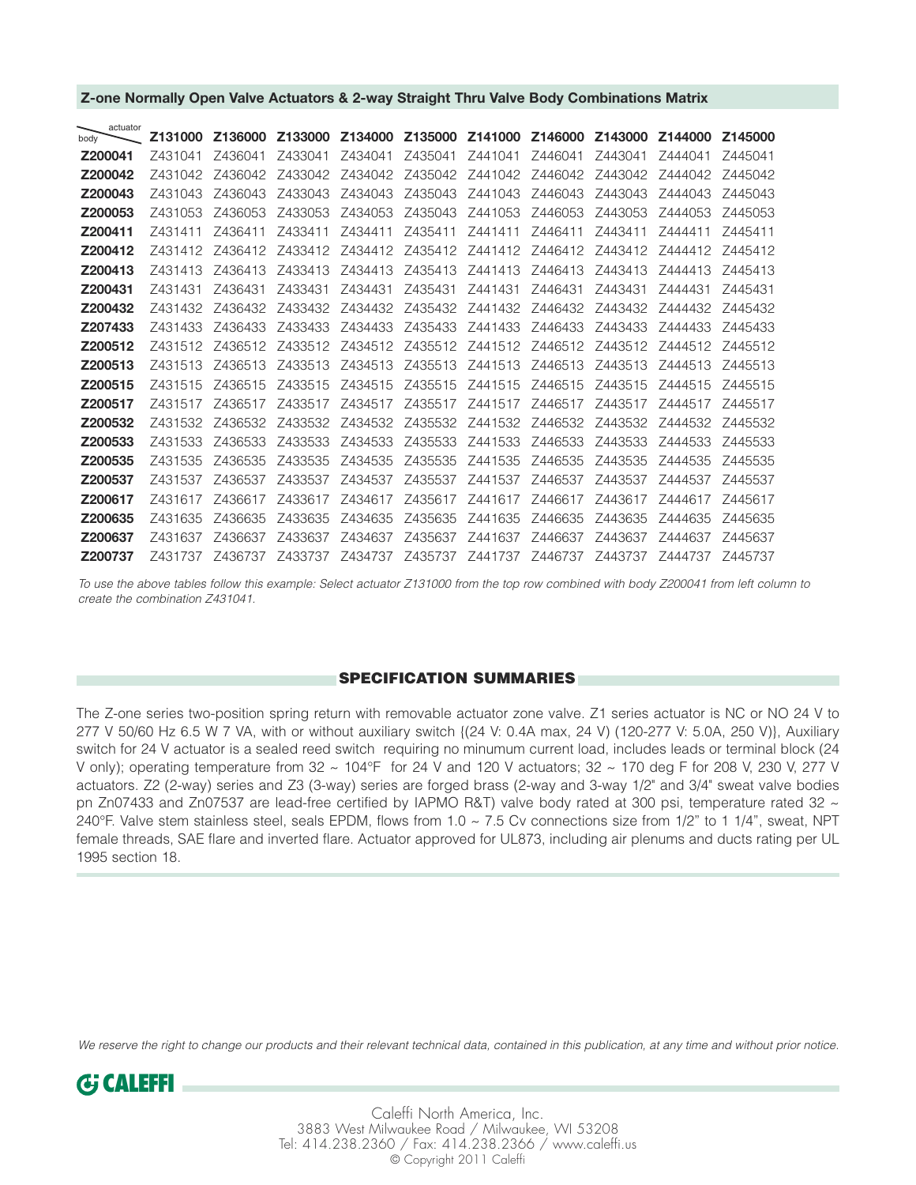## Z-one Normally Open Valve Actuators & 2-way Straight Thru Valve Body Combinations Matrix

| body \ actuator | **Z131000** | **Z136000** | **Z133000** | **Z134000** | **Z135000** | **Z141000** | **Z146000** | **Z143000** | **Z144000** | **Z145000** |
|---|---|---|---|---|---|---|---|---|---|---|
| **Z200041** | Z431041 | Z436041 | Z433041 | Z434041 | Z435041 | Z441041 | Z446041 | Z443041 | Z444041 | Z445041 |
| **Z200042** | Z431042 | Z436042 | Z433042 | Z434042 | Z435042 | Z441042 | Z446042 | Z443042 | Z444042 | Z445042 |
| **Z200043** | Z431043 | Z436043 | Z433043 | Z434043 | Z435043 | Z441043 | Z446043 | Z443043 | Z444043 | Z445043 |
| **Z200053** | Z431053 | Z436053 | Z433053 | Z434053 | Z435043 | Z441053 | Z446053 | Z443053 | Z444053 | Z445053 |
| **Z200411** | Z431411 | Z436411 | Z433411 | Z434411 | Z435411 | Z441411 | Z446411 | Z443411 | Z444411 | Z445411 |
| **Z200412** | Z431412 | Z436412 | Z433412 | Z434412 | Z435412 | Z441412 | Z446412 | Z443412 | Z444412 | Z445412 |
| **Z200413** | Z431413 | Z436413 | Z433413 | Z434413 | Z435413 | Z441413 | Z446413 | Z443413 | Z444413 | Z445413 |
| **Z200431** | Z431431 | Z436431 | Z433431 | Z434431 | Z435431 | Z441431 | Z446431 | Z443431 | Z444431 | Z445431 |
| **Z200432** | Z431432 | Z436432 | Z433432 | Z434432 | Z435432 | Z441432 | Z446432 | Z443432 | Z444432 | Z445432 |
| **Z207433** | Z431433 | Z436433 | Z433433 | Z434433 | Z435433 | Z441433 | Z446433 | Z443433 | Z444433 | Z445433 |
| **Z200512** | Z431512 | Z436512 | Z433512 | Z434512 | Z435512 | Z441512 | Z446512 | Z443512 | Z444512 | Z445512 |
| **Z200513** | Z431513 | Z436513 | Z433513 | Z434513 | Z435513 | Z441513 | Z446513 | Z443513 | Z444513 | Z445513 |
| **Z200515** | Z431515 | Z436515 | Z433515 | Z434515 | Z435515 | Z441515 | Z446515 | Z443515 | Z444515 | Z445515 |
| **Z200517** | Z431517 | Z436517 | Z433517 | Z434517 | Z435517 | Z441517 | Z446517 | Z443517 | Z444517 | Z445517 |
| **Z200532** | Z431532 | Z436532 | Z433532 | Z434532 | Z435532 | Z441532 | Z446532 | Z443532 | Z444532 | Z445532 |
| **Z200533** | Z431533 | Z436533 | Z433533 | Z434533 | Z435533 | Z441533 | Z446533 | Z443533 | Z444533 | Z445533 |
| **Z200535** | Z431535 | Z436535 | Z433535 | Z434535 | Z435535 | Z441535 | Z446535 | Z443535 | Z444535 | Z445535 |
| **Z200537** | Z431537 | Z436537 | Z433537 | Z434537 | Z435537 | Z441537 | Z446537 | Z443537 | Z444537 | Z445537 |
| **Z200617** | Z431617 | Z436617 | Z433617 | Z434617 | Z435617 | Z441617 | Z446617 | Z443617 | Z444617 | Z445617 |
| **Z200635** | Z431635 | Z436635 | Z433635 | Z434635 | Z435635 | Z441635 | Z446635 | Z443635 | Z444635 | Z445635 |
| **Z200637** | Z431637 | Z436637 | Z433637 | Z434637 | Z435637 | Z441637 | Z446637 | Z443637 | Z444637 | Z445637 |
| **Z200737** | Z431737 | Z436737 | Z433737 | Z434737 | Z435737 | Z441737 | Z446737 | Z443737 | Z444737 | Z445737 |

*To use the above tables follow this example: Select actuator Z131000 from the top row combined with body Z200041 from left column to create the combination Z431041.*

## SPECIFICATION SUMMARIES

The Z-one series two-position spring return with removable actuator zone valve. Z1 series actuator is NC or NO 24 V to 277 V 50/60 Hz 6.5 W 7 VA, with or without auxiliary switch {(24 V: 0.4A max, 24 V) (120-277 V: 5.0A, 250 V)}, Auxiliary switch for 24 V actuator is a sealed reed switch requiring no minumum current load, includes leads or terminal block (24 V only); operating temperature from 32 ~ 104°F for 24 V and 120 V actuators; 32 ~ 170 deg F for 208 V, 230 V, 277 V actuators. Z2 (2-way) series and Z3 (3-way) series are forged brass (2-way and 3-way 1/2" and 3/4" sweat valve bodies pn Zn07433 and Zn07537 are lead-free certified by IAPMO R&T) valve body rated at 300 psi, temperature rated 32 ~ 240°F. Valve stem stainless steel, seals EPDM, flows from 1.0 ~ 7.5 Cv connections size from 1/2" to 1 1/4", sweat, NPT female threads, SAE flare and inverted flare. Actuator approved for UL873, including air plenums and ducts rating per UL 1995 section 18.

*We reserve the right to change our products and their relevant technical data, contained in this publication, at any time and without prior notice.*

CALEFFI

Caleffi North America, Inc.
3883 West Milwaukee Road / Milwaukee, WI 53208
Tel: 414.238.2360 / Fax: 414.238.2366 / www.caleffi.us
© Copyright 2011 Caleffi